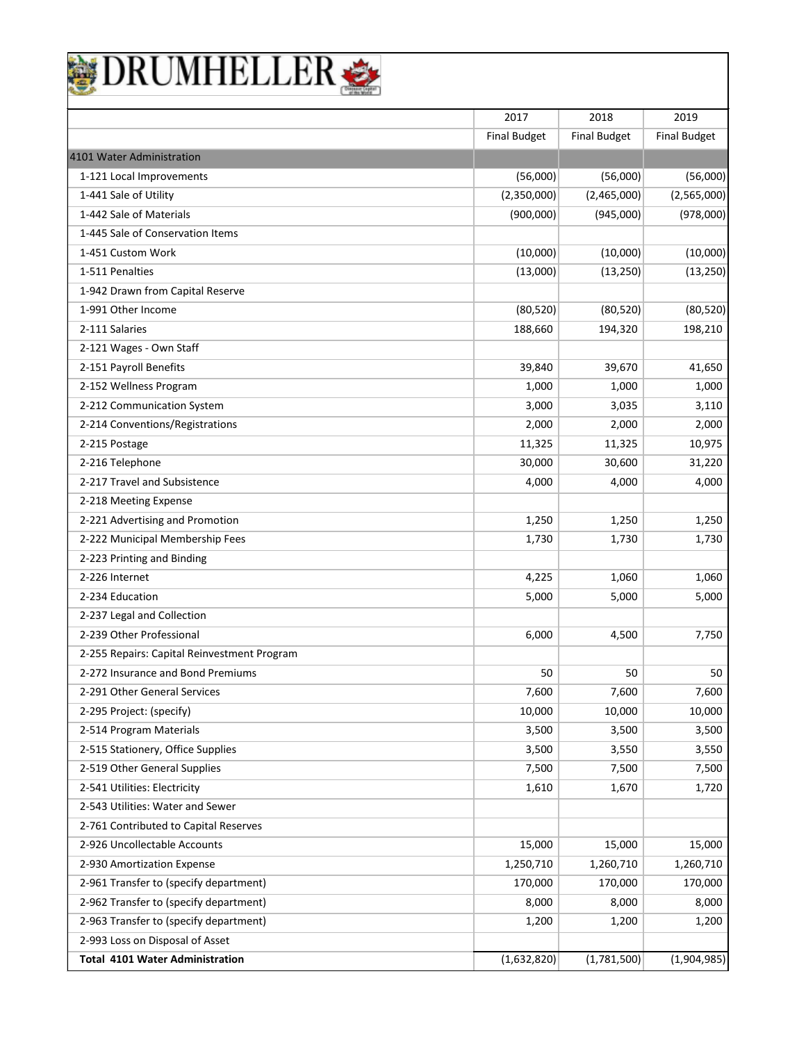# DRUMHELLER

| | 2017 | 2018 | 2019 |
|---|---|---|---|
| | Final Budget | Final Budget | Final Budget |
| 4101 Water Administration | | | |
| 1-121 Local Improvements | (56,000) | (56,000) | (56,000) |
| 1-441 Sale of Utility | (2,350,000) | (2,465,000) | (2,565,000) |
| 1-442 Sale of Materials | (900,000) | (945,000) | (978,000) |
| 1-445 Sale of Conservation Items | | | |
| 1-451 Custom Work | (10,000) | (10,000) | (10,000) |
| 1-511 Penalties | (13,000) | (13,250) | (13,250) |
| 1-942 Drawn from Capital Reserve | | | |
| 1-991 Other Income | (80,520) | (80,520) | (80,520) |
| 2-111 Salaries | 188,660 | 194,320 | 198,210 |
| 2-121 Wages - Own Staff | | | |
| 2-151 Payroll Benefits | 39,840 | 39,670 | 41,650 |
| 2-152 Wellness Program | 1,000 | 1,000 | 1,000 |
| 2-212 Communication System | 3,000 | 3,035 | 3,110 |
| 2-214 Conventions/Registrations | 2,000 | 2,000 | 2,000 |
| 2-215 Postage | 11,325 | 11,325 | 10,975 |
| 2-216 Telephone | 30,000 | 30,600 | 31,220 |
| 2-217 Travel and Subsistence | 4,000 | 4,000 | 4,000 |
| 2-218 Meeting Expense | | | |
| 2-221 Advertising and Promotion | 1,250 | 1,250 | 1,250 |
| 2-222 Municipal Membership Fees | 1,730 | 1,730 | 1,730 |
| 2-223 Printing and Binding | | | |
| 2-226 Internet | 4,225 | 1,060 | 1,060 |
| 2-234 Education | 5,000 | 5,000 | 5,000 |
| 2-237 Legal and Collection | | | |
| 2-239 Other Professional | 6,000 | 4,500 | 7,750 |
| 2-255 Repairs: Capital Reinvestment Program | | | |
| 2-272 Insurance and Bond Premiums | 50 | 50 | 50 |
| 2-291 Other General Services | 7,600 | 7,600 | 7,600 |
| 2-295 Project: (specify) | 10,000 | 10,000 | 10,000 |
| 2-514 Program Materials | 3,500 | 3,500 | 3,500 |
| 2-515 Stationery, Office Supplies | 3,500 | 3,550 | 3,550 |
| 2-519 Other General Supplies | 7,500 | 7,500 | 7,500 |
| 2-541 Utilities: Electricity | 1,610 | 1,670 | 1,720 |
| 2-543 Utilities: Water and Sewer | | | |
| 2-761 Contributed to Capital Reserves | | | |
| 2-926 Uncollectable Accounts | 15,000 | 15,000 | 15,000 |
| 2-930 Amortization Expense | 1,250,710 | 1,260,710 | 1,260,710 |
| 2-961 Transfer to (specify department) | 170,000 | 170,000 | 170,000 |
| 2-962 Transfer to (specify department) | 8,000 | 8,000 | 8,000 |
| 2-963 Transfer to (specify department) | 1,200 | 1,200 | 1,200 |
| 2-993 Loss on Disposal of Asset | | | |
| **Total 4101 Water Administration** | (1,632,820) | (1,781,500) | (1,904,985) |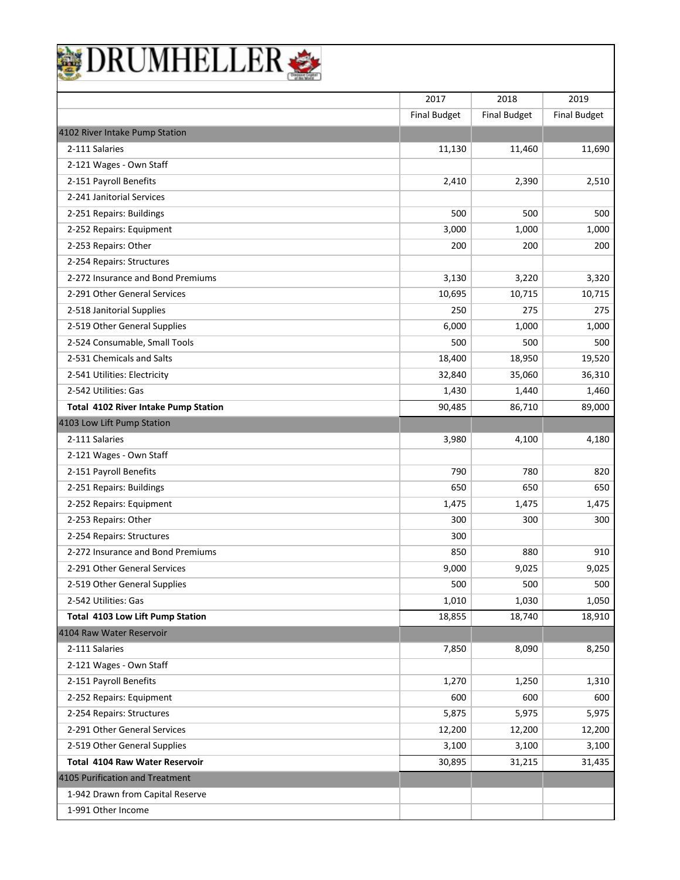# DRUMHELLER

| | 2017 | 2018 | 2019 |
|---|---|---|---|
| | Final Budget | Final Budget | Final Budget |
| 4102 River Intake Pump Station | | | |
| 2-111 Salaries | 11,130 | 11,460 | 11,690 |
| 2-121 Wages - Own Staff | | | |
| 2-151 Payroll Benefits | 2,410 | 2,390 | 2,510 |
| 2-241 Janitorial Services | | | |
| 2-251 Repairs: Buildings | 500 | 500 | 500 |
| 2-252 Repairs: Equipment | 3,000 | 1,000 | 1,000 |
| 2-253 Repairs: Other | 200 | 200 | 200 |
| 2-254 Repairs: Structures | | | |
| 2-272 Insurance and Bond Premiums | 3,130 | 3,220 | 3,320 |
| 2-291 Other General Services | 10,695 | 10,715 | 10,715 |
| 2-518 Janitorial Supplies | 250 | 275 | 275 |
| 2-519 Other General Supplies | 6,000 | 1,000 | 1,000 |
| 2-524 Consumable, Small Tools | 500 | 500 | 500 |
| 2-531 Chemicals and Salts | 18,400 | 18,950 | 19,520 |
| 2-541 Utilities: Electricity | 32,840 | 35,060 | 36,310 |
| 2-542 Utilities: Gas | 1,430 | 1,440 | 1,460 |
| **Total 4102 River Intake Pump Station** | 90,485 | 86,710 | 89,000 |
| 4103 Low Lift Pump Station | | | |
| 2-111 Salaries | 3,980 | 4,100 | 4,180 |
| 2-121 Wages - Own Staff | | | |
| 2-151 Payroll Benefits | 790 | 780 | 820 |
| 2-251 Repairs: Buildings | 650 | 650 | 650 |
| 2-252 Repairs: Equipment | 1,475 | 1,475 | 1,475 |
| 2-253 Repairs: Other | 300 | 300 | 300 |
| 2-254 Repairs: Structures | 300 | | |
| 2-272 Insurance and Bond Premiums | 850 | 880 | 910 |
| 2-291 Other General Services | 9,000 | 9,025 | 9,025 |
| 2-519 Other General Supplies | 500 | 500 | 500 |
| 2-542 Utilities: Gas | 1,010 | 1,030 | 1,050 |
| **Total 4103 Low Lift Pump Station** | 18,855 | 18,740 | 18,910 |
| 4104 Raw Water Reservoir | | | |
| 2-111 Salaries | 7,850 | 8,090 | 8,250 |
| 2-121 Wages - Own Staff | | | |
| 2-151 Payroll Benefits | 1,270 | 1,250 | 1,310 |
| 2-252 Repairs: Equipment | 600 | 600 | 600 |
| 2-254 Repairs: Structures | 5,875 | 5,975 | 5,975 |
| 2-291 Other General Services | 12,200 | 12,200 | 12,200 |
| 2-519 Other General Supplies | 3,100 | 3,100 | 3,100 |
| **Total 4104 Raw Water Reservoir** | 30,895 | 31,215 | 31,435 |
| 4105 Purification and Treatment | | | |
| 1-942 Drawn from Capital Reserve | | | |
| 1-991 Other Income | | | |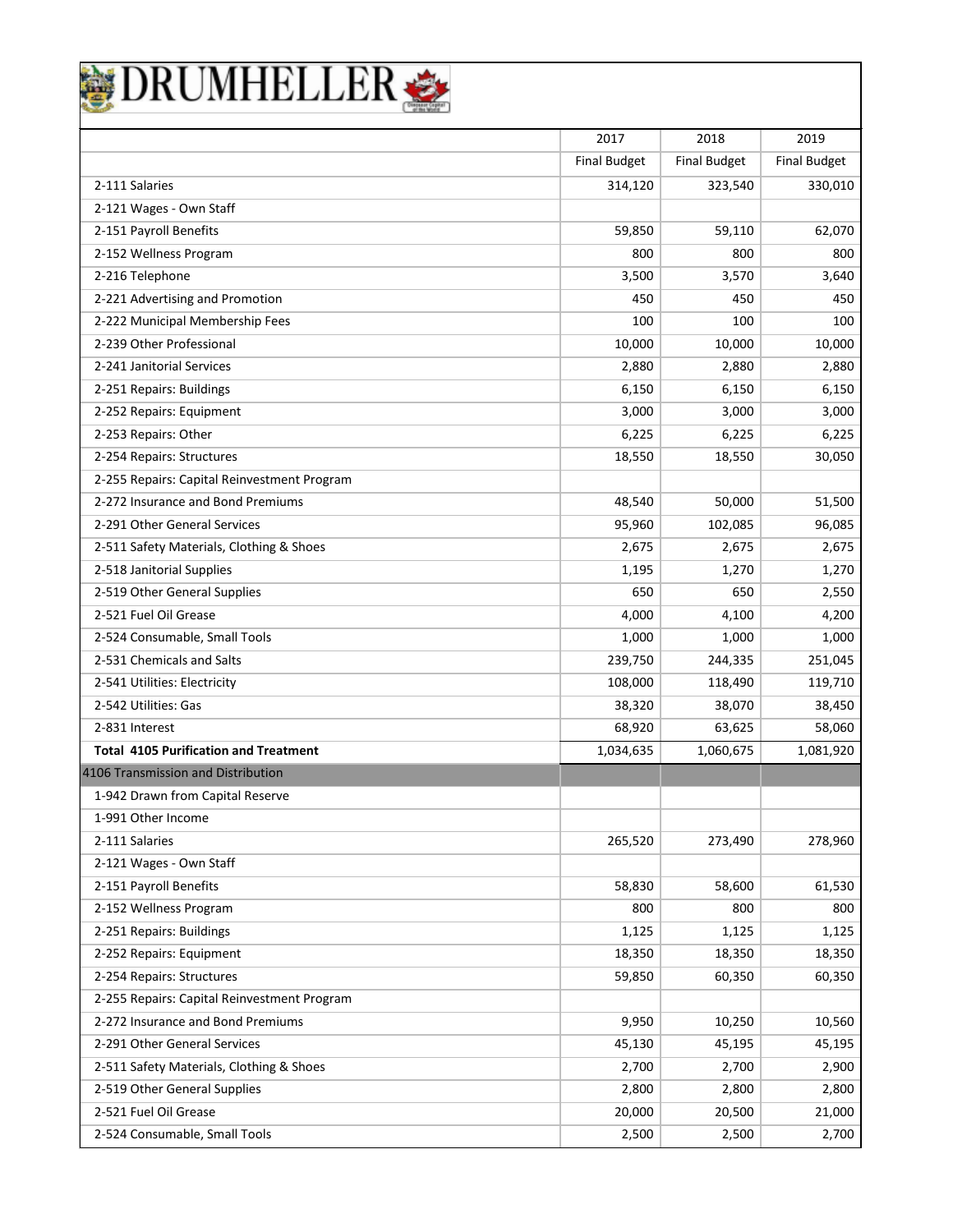# DRUMHELLER

| | 2017 | 2018 | 2019 |
|---|---|---|---|
| | Final Budget | Final Budget | Final Budget |
| 2-111 Salaries | 314,120 | 323,540 | 330,010 |
| 2-121 Wages - Own Staff | | | |
| 2-151 Payroll Benefits | 59,850 | 59,110 | 62,070 |
| 2-152 Wellness Program | 800 | 800 | 800 |
| 2-216 Telephone | 3,500 | 3,570 | 3,640 |
| 2-221 Advertising and Promotion | 450 | 450 | 450 |
| 2-222 Municipal Membership Fees | 100 | 100 | 100 |
| 2-239 Other Professional | 10,000 | 10,000 | 10,000 |
| 2-241 Janitorial Services | 2,880 | 2,880 | 2,880 |
| 2-251 Repairs: Buildings | 6,150 | 6,150 | 6,150 |
| 2-252 Repairs: Equipment | 3,000 | 3,000 | 3,000 |
| 2-253 Repairs: Other | 6,225 | 6,225 | 6,225 |
| 2-254 Repairs: Structures | 18,550 | 18,550 | 30,050 |
| 2-255 Repairs: Capital Reinvestment Program | | | |
| 2-272 Insurance and Bond Premiums | 48,540 | 50,000 | 51,500 |
| 2-291 Other General Services | 95,960 | 102,085 | 96,085 |
| 2-511 Safety Materials, Clothing & Shoes | 2,675 | 2,675 | 2,675 |
| 2-518 Janitorial Supplies | 1,195 | 1,270 | 1,270 |
| 2-519 Other General Supplies | 650 | 650 | 2,550 |
| 2-521 Fuel Oil Grease | 4,000 | 4,100 | 4,200 |
| 2-524 Consumable, Small Tools | 1,000 | 1,000 | 1,000 |
| 2-531 Chemicals and Salts | 239,750 | 244,335 | 251,045 |
| 2-541 Utilities: Electricity | 108,000 | 118,490 | 119,710 |
| 2-542 Utilities: Gas | 38,320 | 38,070 | 38,450 |
| 2-831 Interest | 68,920 | 63,625 | 58,060 |
| **Total 4105 Purification and Treatment** | 1,034,635 | 1,060,675 | 1,081,920 |
| 4106 Transmission and Distribution | | | |
| 1-942 Drawn from Capital Reserve | | | |
| 1-991 Other Income | | | |
| 2-111 Salaries | 265,520 | 273,490 | 278,960 |
| 2-121 Wages - Own Staff | | | |
| 2-151 Payroll Benefits | 58,830 | 58,600 | 61,530 |
| 2-152 Wellness Program | 800 | 800 | 800 |
| 2-251 Repairs: Buildings | 1,125 | 1,125 | 1,125 |
| 2-252 Repairs: Equipment | 18,350 | 18,350 | 18,350 |
| 2-254 Repairs: Structures | 59,850 | 60,350 | 60,350 |
| 2-255 Repairs: Capital Reinvestment Program | | | |
| 2-272 Insurance and Bond Premiums | 9,950 | 10,250 | 10,560 |
| 2-291 Other General Services | 45,130 | 45,195 | 45,195 |
| 2-511 Safety Materials, Clothing & Shoes | 2,700 | 2,700 | 2,900 |
| 2-519 Other General Supplies | 2,800 | 2,800 | 2,800 |
| 2-521 Fuel Oil Grease | 20,000 | 20,500 | 21,000 |
| 2-524 Consumable, Small Tools | 2,500 | 2,500 | 2,700 |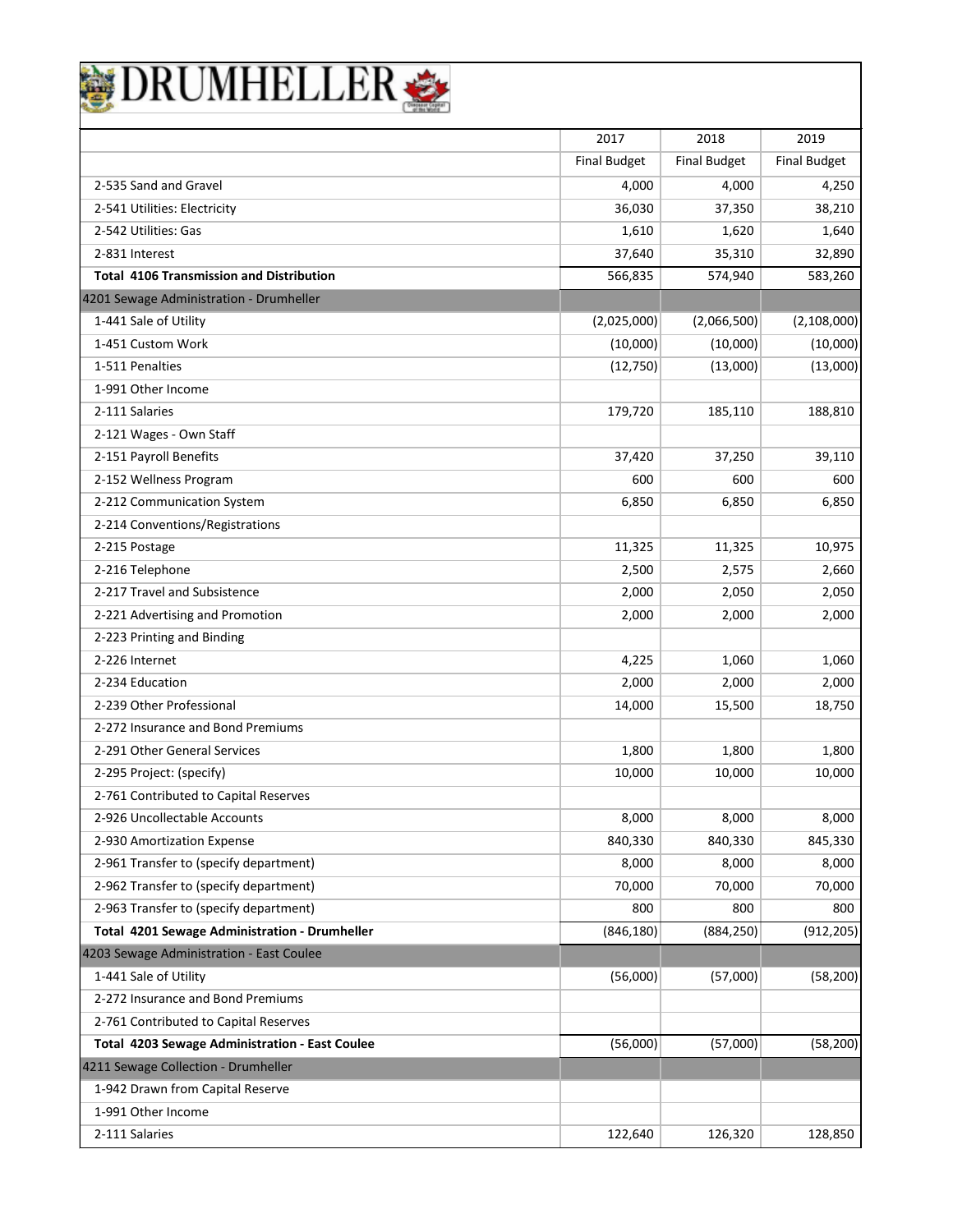# DRUMHELLER

| | 2017 | 2018 | 2019 |
|---|---|---|---|
| | Final Budget | Final Budget | Final Budget |
| 2-535 Sand and Gravel | 4,000 | 4,000 | 4,250 |
| 2-541 Utilities: Electricity | 36,030 | 37,350 | 38,210 |
| 2-542 Utilities: Gas | 1,610 | 1,620 | 1,640 |
| 2-831 Interest | 37,640 | 35,310 | 32,890 |
| **Total 4106 Transmission and Distribution** | 566,835 | 574,940 | 583,260 |
| 4201 Sewage Administration - Drumheller | | | |
| 1-441 Sale of Utility | (2,025,000) | (2,066,500) | (2,108,000) |
| 1-451 Custom Work | (10,000) | (10,000) | (10,000) |
| 1-511 Penalties | (12,750) | (13,000) | (13,000) |
| 1-991 Other Income | | | |
| 2-111 Salaries | 179,720 | 185,110 | 188,810 |
| 2-121 Wages - Own Staff | | | |
| 2-151 Payroll Benefits | 37,420 | 37,250 | 39,110 |
| 2-152 Wellness Program | 600 | 600 | 600 |
| 2-212 Communication System | 6,850 | 6,850 | 6,850 |
| 2-214 Conventions/Registrations | | | |
| 2-215 Postage | 11,325 | 11,325 | 10,975 |
| 2-216 Telephone | 2,500 | 2,575 | 2,660 |
| 2-217 Travel and Subsistence | 2,000 | 2,050 | 2,050 |
| 2-221 Advertising and Promotion | 2,000 | 2,000 | 2,000 |
| 2-223 Printing and Binding | | | |
| 2-226 Internet | 4,225 | 1,060 | 1,060 |
| 2-234 Education | 2,000 | 2,000 | 2,000 |
| 2-239 Other Professional | 14,000 | 15,500 | 18,750 |
| 2-272 Insurance and Bond Premiums | | | |
| 2-291 Other General Services | 1,800 | 1,800 | 1,800 |
| 2-295 Project: (specify) | 10,000 | 10,000 | 10,000 |
| 2-761 Contributed to Capital Reserves | | | |
| 2-926 Uncollectable Accounts | 8,000 | 8,000 | 8,000 |
| 2-930 Amortization Expense | 840,330 | 840,330 | 845,330 |
| 2-961 Transfer to (specify department) | 8,000 | 8,000 | 8,000 |
| 2-962 Transfer to (specify department) | 70,000 | 70,000 | 70,000 |
| 2-963 Transfer to (specify department) | 800 | 800 | 800 |
| **Total 4201 Sewage Administration - Drumheller** | (846,180) | (884,250) | (912,205) |
| 4203 Sewage Administration - East Coulee | | | |
| 1-441 Sale of Utility | (56,000) | (57,000) | (58,200) |
| 2-272 Insurance and Bond Premiums | | | |
| 2-761 Contributed to Capital Reserves | | | |
| **Total 4203 Sewage Administration - East Coulee** | (56,000) | (57,000) | (58,200) |
| 4211 Sewage Collection - Drumheller | | | |
| 1-942 Drawn from Capital Reserve | | | |
| 1-991 Other Income | | | |
| 2-111 Salaries | 122,640 | 126,320 | 128,850 |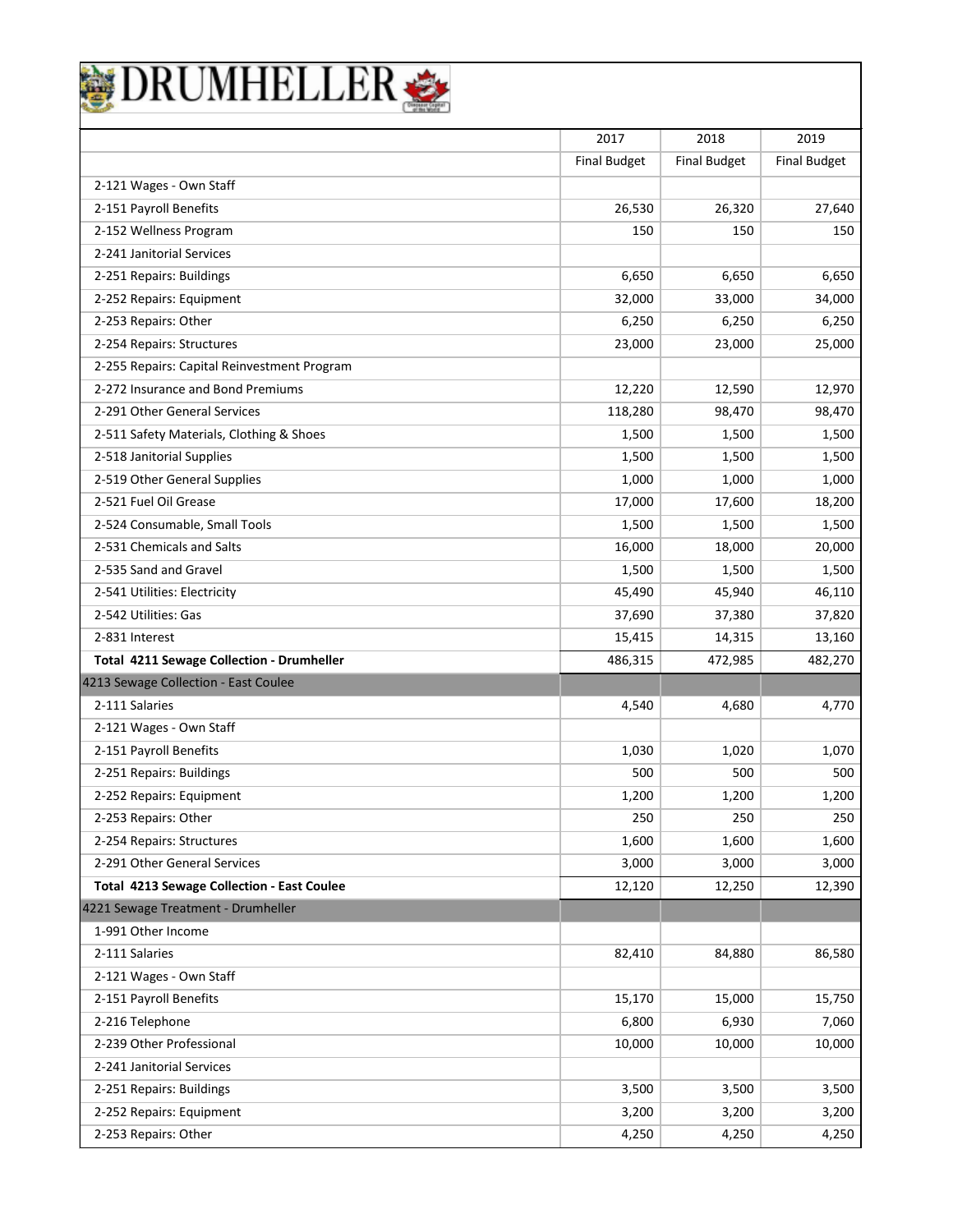# DRUMHELLER

| | 2017 | 2018 | 2019 |
|---|---|---|---|
| | Final Budget | Final Budget | Final Budget |
| 2-121 Wages - Own Staff | | | |
| 2-151 Payroll Benefits | 26,530 | 26,320 | 27,640 |
| 2-152 Wellness Program | 150 | 150 | 150 |
| 2-241 Janitorial Services | | | |
| 2-251 Repairs: Buildings | 6,650 | 6,650 | 6,650 |
| 2-252 Repairs: Equipment | 32,000 | 33,000 | 34,000 |
| 2-253 Repairs: Other | 6,250 | 6,250 | 6,250 |
| 2-254 Repairs: Structures | 23,000 | 23,000 | 25,000 |
| 2-255 Repairs: Capital Reinvestment Program | | | |
| 2-272 Insurance and Bond Premiums | 12,220 | 12,590 | 12,970 |
| 2-291 Other General Services | 118,280 | 98,470 | 98,470 |
| 2-511 Safety Materials, Clothing & Shoes | 1,500 | 1,500 | 1,500 |
| 2-518 Janitorial Supplies | 1,500 | 1,500 | 1,500 |
| 2-519 Other General Supplies | 1,000 | 1,000 | 1,000 |
| 2-521 Fuel Oil Grease | 17,000 | 17,600 | 18,200 |
| 2-524 Consumable, Small Tools | 1,500 | 1,500 | 1,500 |
| 2-531 Chemicals and Salts | 16,000 | 18,000 | 20,000 |
| 2-535 Sand and Gravel | 1,500 | 1,500 | 1,500 |
| 2-541 Utilities: Electricity | 45,490 | 45,940 | 46,110 |
| 2-542 Utilities: Gas | 37,690 | 37,380 | 37,820 |
| 2-831 Interest | 15,415 | 14,315 | 13,160 |
| **Total 4211 Sewage Collection - Drumheller** | 486,315 | 472,985 | 482,270 |
| 4213 Sewage Collection - East Coulee | | | |
| 2-111 Salaries | 4,540 | 4,680 | 4,770 |
| 2-121 Wages - Own Staff | | | |
| 2-151 Payroll Benefits | 1,030 | 1,020 | 1,070 |
| 2-251 Repairs: Buildings | 500 | 500 | 500 |
| 2-252 Repairs: Equipment | 1,200 | 1,200 | 1,200 |
| 2-253 Repairs: Other | 250 | 250 | 250 |
| 2-254 Repairs: Structures | 1,600 | 1,600 | 1,600 |
| 2-291 Other General Services | 3,000 | 3,000 | 3,000 |
| **Total 4213 Sewage Collection - East Coulee** | 12,120 | 12,250 | 12,390 |
| 4221 Sewage Treatment - Drumheller | | | |
| 1-991 Other Income | | | |
| 2-111 Salaries | 82,410 | 84,880 | 86,580 |
| 2-121 Wages - Own Staff | | | |
| 2-151 Payroll Benefits | 15,170 | 15,000 | 15,750 |
| 2-216 Telephone | 6,800 | 6,930 | 7,060 |
| 2-239 Other Professional | 10,000 | 10,000 | 10,000 |
| 2-241 Janitorial Services | | | |
| 2-251 Repairs: Buildings | 3,500 | 3,500 | 3,500 |
| 2-252 Repairs: Equipment | 3,200 | 3,200 | 3,200 |
| 2-253 Repairs: Other | 4,250 | 4,250 | 4,250 |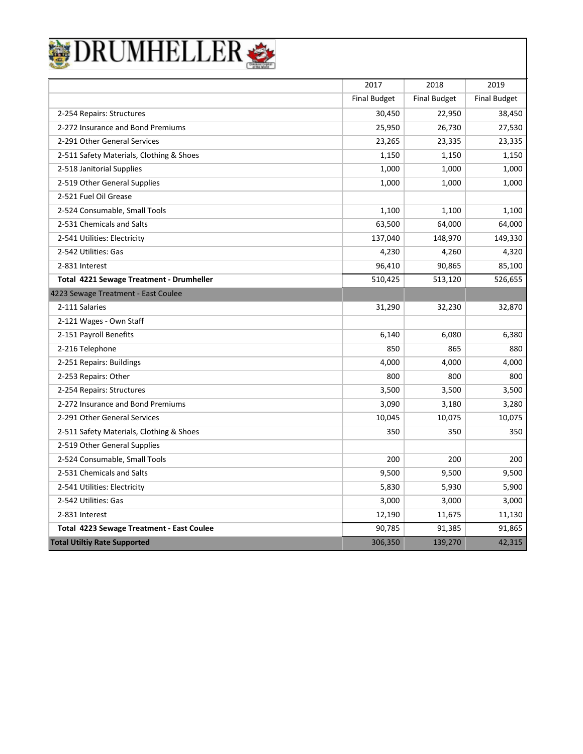# DRUMHELLER

| | 2017 | 2018 | 2019 |
|---|---|---|---|
| | Final Budget | Final Budget | Final Budget |
| 2-254 Repairs: Structures | 30,450 | 22,950 | 38,450 |
| 2-272 Insurance and Bond Premiums | 25,950 | 26,730 | 27,530 |
| 2-291 Other General Services | 23,265 | 23,335 | 23,335 |
| 2-511 Safety Materials, Clothing & Shoes | 1,150 | 1,150 | 1,150 |
| 2-518 Janitorial Supplies | 1,000 | 1,000 | 1,000 |
| 2-519 Other General Supplies | 1,000 | 1,000 | 1,000 |
| 2-521 Fuel Oil Grease | | | |
| 2-524 Consumable, Small Tools | 1,100 | 1,100 | 1,100 |
| 2-531 Chemicals and Salts | 63,500 | 64,000 | 64,000 |
| 2-541 Utilities: Electricity | 137,040 | 148,970 | 149,330 |
| 2-542 Utilities: Gas | 4,230 | 4,260 | 4,320 |
| 2-831 Interest | 96,410 | 90,865 | 85,100 |
| **Total 4221 Sewage Treatment - Drumheller** | 510,425 | 513,120 | 526,655 |
| 4223 Sewage Treatment - East Coulee | | | |
| 2-111 Salaries | 31,290 | 32,230 | 32,870 |
| 2-121 Wages - Own Staff | | | |
| 2-151 Payroll Benefits | 6,140 | 6,080 | 6,380 |
| 2-216 Telephone | 850 | 865 | 880 |
| 2-251 Repairs: Buildings | 4,000 | 4,000 | 4,000 |
| 2-253 Repairs: Other | 800 | 800 | 800 |
| 2-254 Repairs: Structures | 3,500 | 3,500 | 3,500 |
| 2-272 Insurance and Bond Premiums | 3,090 | 3,180 | 3,280 |
| 2-291 Other General Services | 10,045 | 10,075 | 10,075 |
| 2-511 Safety Materials, Clothing & Shoes | 350 | 350 | 350 |
| 2-519 Other General Supplies | | | |
| 2-524 Consumable, Small Tools | 200 | 200 | 200 |
| 2-531 Chemicals and Salts | 9,500 | 9,500 | 9,500 |
| 2-541 Utilities: Electricity | 5,830 | 5,930 | 5,900 |
| 2-542 Utilities: Gas | 3,000 | 3,000 | 3,000 |
| 2-831 Interest | 12,190 | 11,675 | 11,130 |
| **Total 4223 Sewage Treatment - East Coulee** | 90,785 | 91,385 | 91,865 |
| **Total Utiltiy Rate Supported** | 306,350 | 139,270 | 42,315 |